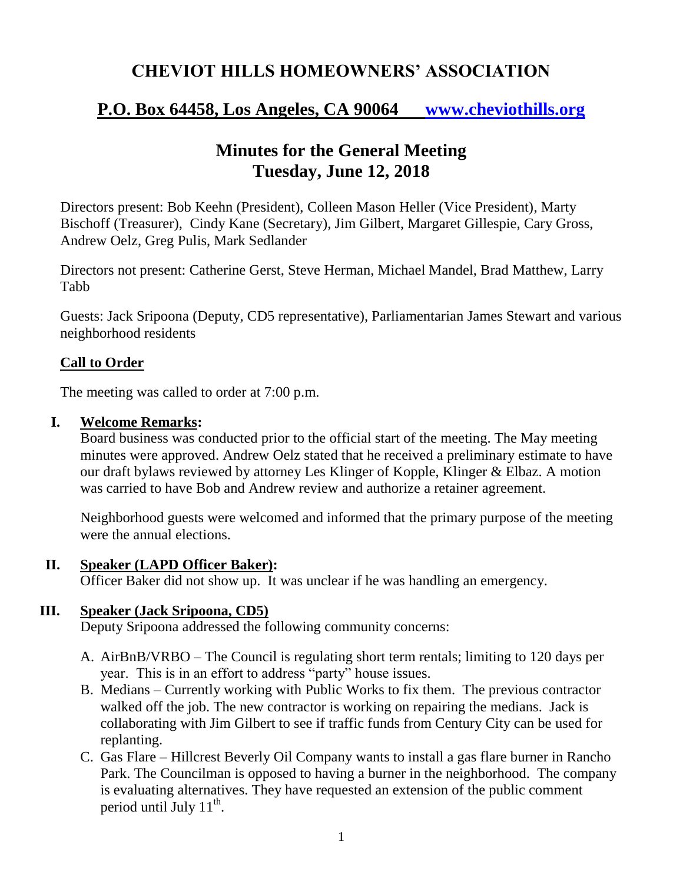# CHEVIOT HILLS HOMEOWNERS' ASSOCIATION

## P.O. Box 64458, Los Angeles, CA 90064 [www.cheviothills.org](http://www.cheviothills.org)

## Minutes for the General Meeting
## Tuesday, June 12, 2018

Directors present: Bob Keehn (President), Colleen Mason Heller (Vice President), Marty Bischoff (Treasurer), Cindy Kane (Secretary), Jim Gilbert, Margaret Gillespie, Cary Gross, Andrew Oelz, Greg Pulis, Mark Sedlander

Directors not present: Catherine Gerst, Steve Herman, Michael Mandel, Brad Matthew, Larry Tabb

Guests: Jack Sripoona (Deputy, CD5 representative), Parliamentarian James Stewart and various neighborhood residents

### Call to Order

The meeting was called to order at 7:00 p.m.

**I. Welcome Remarks:**

Board business was conducted prior to the official start of the meeting. The May meeting minutes were approved. Andrew Oelz stated that he received a preliminary estimate to have our draft bylaws reviewed by attorney Les Klinger of Kopple, Klinger & Elbaz. A motion was carried to have Bob and Andrew review and authorize a retainer agreement.

Neighborhood guests were welcomed and informed that the primary purpose of the meeting were the annual elections.

**II. Speaker (LAPD Officer Baker):**

Officer Baker did not show up. It was unclear if he was handling an emergency.

**III. Speaker (Jack Sripoona, CD5)**

Deputy Sripoona addressed the following community concerns:

A. AirBnB/VRBO – The Council is regulating short term rentals; limiting to 120 days per year. This is in an effort to address "party" house issues.

B. Medians – Currently working with Public Works to fix them. The previous contractor walked off the job. The new contractor is working on repairing the medians. Jack is collaborating with Jim Gilbert to see if traffic funds from Century City can be used for replanting.

C. Gas Flare – Hillcrest Beverly Oil Company wants to install a gas flare burner in Rancho Park. The Councilman is opposed to having a burner in the neighborhood. The company is evaluating alternatives. They have requested an extension of the public comment period until July 11th.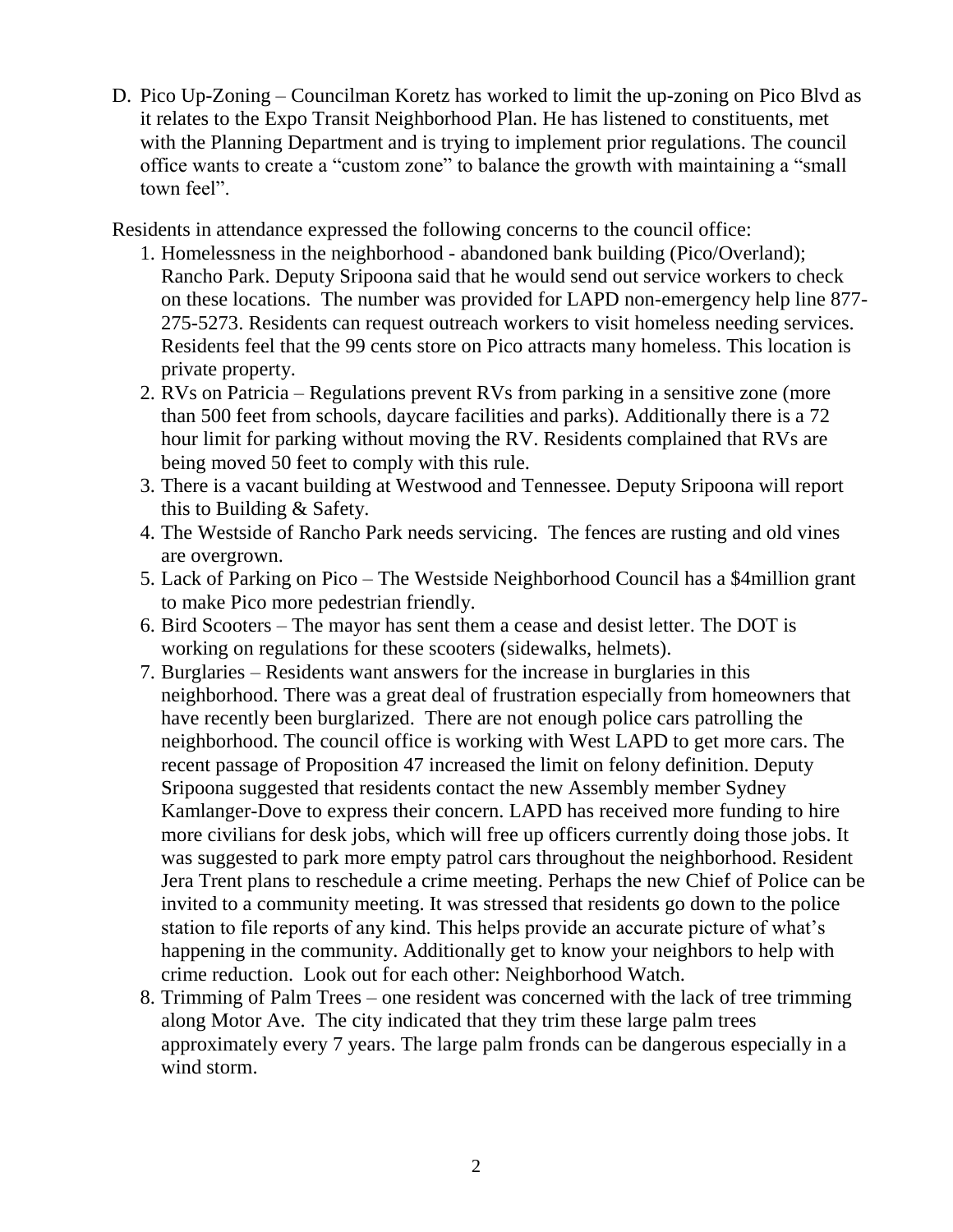D. Pico Up-Zoning – Councilman Koretz has worked to limit the up-zoning on Pico Blvd as it relates to the Expo Transit Neighborhood Plan. He has listened to constituents, met with the Planning Department and is trying to implement prior regulations. The council office wants to create a "custom zone" to balance the growth with maintaining a "small town feel".

Residents in attendance expressed the following concerns to the council office:

1. Homelessness in the neighborhood - abandoned bank building (Pico/Overland); Rancho Park. Deputy Sripoona said that he would send out service workers to check on these locations. The number was provided for LAPD non-emergency help line 877-275-5273. Residents can request outreach workers to visit homeless needing services. Residents feel that the 99 cents store on Pico attracts many homeless. This location is private property.
2. RVs on Patricia – Regulations prevent RVs from parking in a sensitive zone (more than 500 feet from schools, daycare facilities and parks). Additionally there is a 72 hour limit for parking without moving the RV. Residents complained that RVs are being moved 50 feet to comply with this rule.
3. There is a vacant building at Westwood and Tennessee. Deputy Sripoona will report this to Building & Safety.
4. The Westside of Rancho Park needs servicing. The fences are rusting and old vines are overgrown.
5. Lack of Parking on Pico – The Westside Neighborhood Council has a $4million grant to make Pico more pedestrian friendly.
6. Bird Scooters – The mayor has sent them a cease and desist letter. The DOT is working on regulations for these scooters (sidewalks, helmets).
7. Burglaries – Residents want answers for the increase in burglaries in this neighborhood. There was a great deal of frustration especially from homeowners that have recently been burglarized. There are not enough police cars patrolling the neighborhood. The council office is working with West LAPD to get more cars. The recent passage of Proposition 47 increased the limit on felony definition. Deputy Sripoona suggested that residents contact the new Assembly member Sydney Kamlanger-Dove to express their concern. LAPD has received more funding to hire more civilians for desk jobs, which will free up officers currently doing those jobs. It was suggested to park more empty patrol cars throughout the neighborhood. Resident Jera Trent plans to reschedule a crime meeting. Perhaps the new Chief of Police can be invited to a community meeting. It was stressed that residents go down to the police station to file reports of any kind. This helps provide an accurate picture of what's happening in the community. Additionally get to know your neighbors to help with crime reduction. Look out for each other: Neighborhood Watch.
8. Trimming of Palm Trees – one resident was concerned with the lack of tree trimming along Motor Ave. The city indicated that they trim these large palm trees approximately every 7 years. The large palm fronds can be dangerous especially in a wind storm.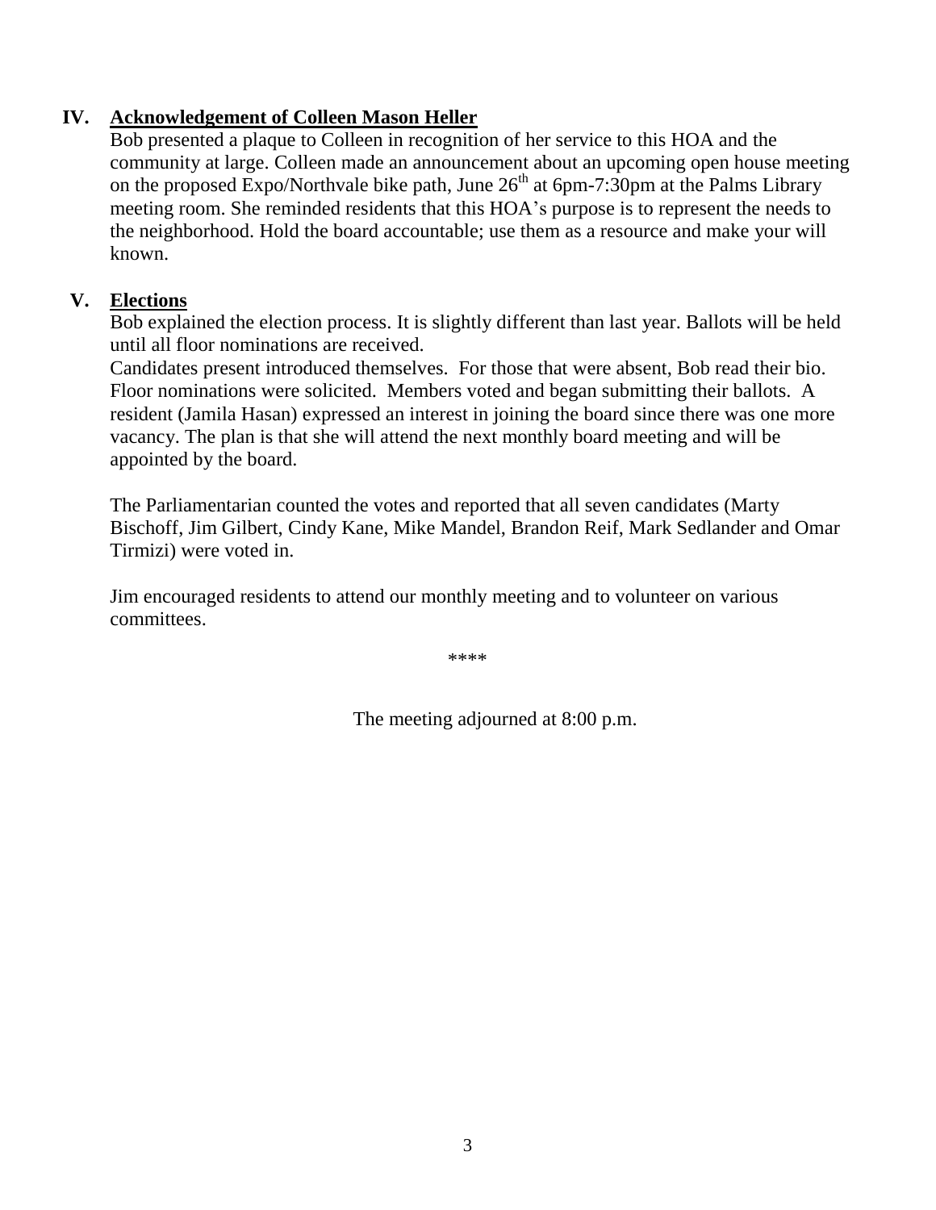## IV. **Acknowledgement of Colleen Mason Heller**

Bob presented a plaque to Colleen in recognition of her service to this HOA and the community at large. Colleen made an announcement about an upcoming open house meeting on the proposed Expo/Northvale bike path, June 26th at 6pm-7:30pm at the Palms Library meeting room. She reminded residents that this HOA's purpose is to represent the needs to the neighborhood. Hold the board accountable; use them as a resource and make your will known.

## V. **Elections**

Bob explained the election process. It is slightly different than last year. Ballots will be held until all floor nominations are received.
Candidates present introduced themselves. For those that were absent, Bob read their bio. Floor nominations were solicited. Members voted and began submitting their ballots. A resident (Jamila Hasan) expressed an interest in joining the board since there was one more vacancy. The plan is that she will attend the next monthly board meeting and will be appointed by the board.

The Parliamentarian counted the votes and reported that all seven candidates (Marty Bischoff, Jim Gilbert, Cindy Kane, Mike Mandel, Brandon Reif, Mark Sedlander and Omar Tirmizi) were voted in.

Jim encouraged residents to attend our monthly meeting and to volunteer on various committees.

****

The meeting adjourned at 8:00 p.m.